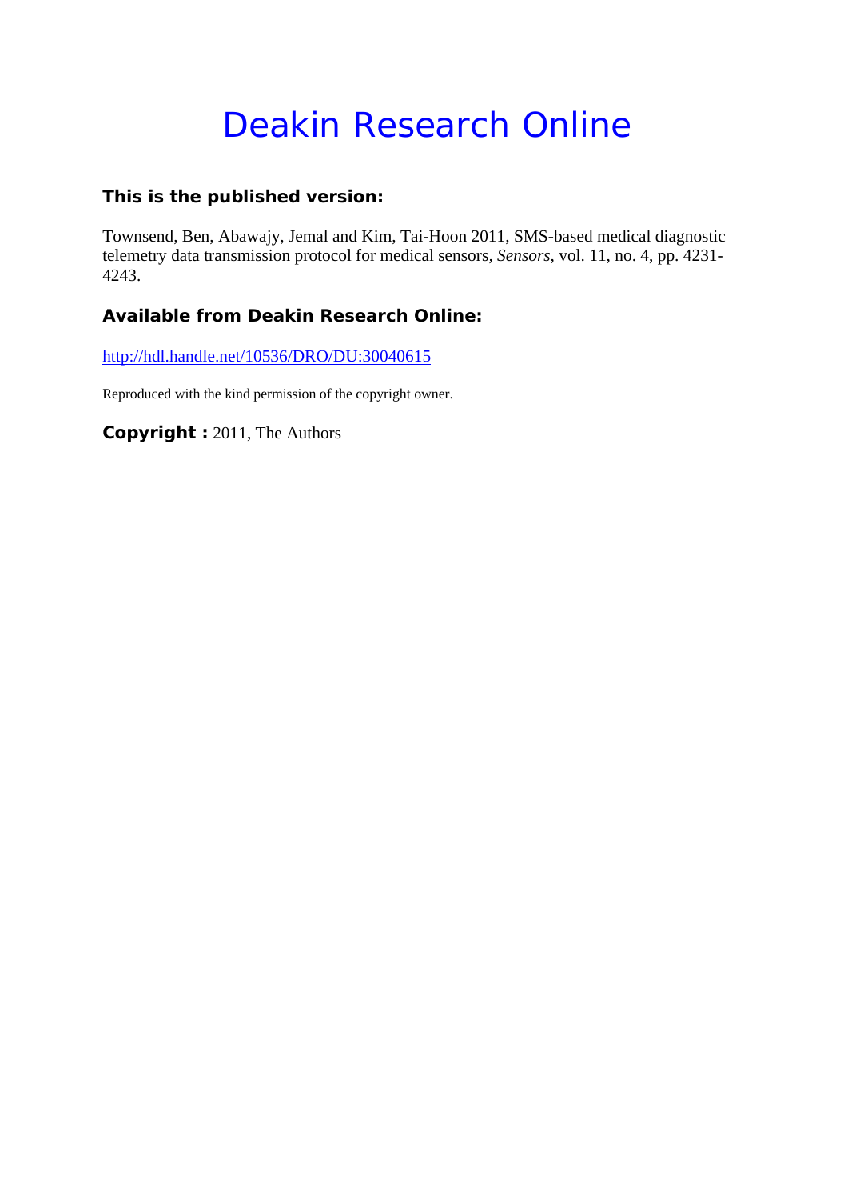# Deakin Research Online

**This is the published version:**

Townsend, Ben, Abawajy, Jemal and Kim, Tai-Hoon 2011, SMS-based medical diagnostic telemetry data transmission protocol for medical sensors, *Sensors*, vol. 11, no. 4, pp. 4231-4243.

**Available from Deakin Research Online:**

http://hdl.handle.net/10536/DRO/DU:30040615

Reproduced with the kind permission of the copyright owner.

**Copyright :** 2011, The Authors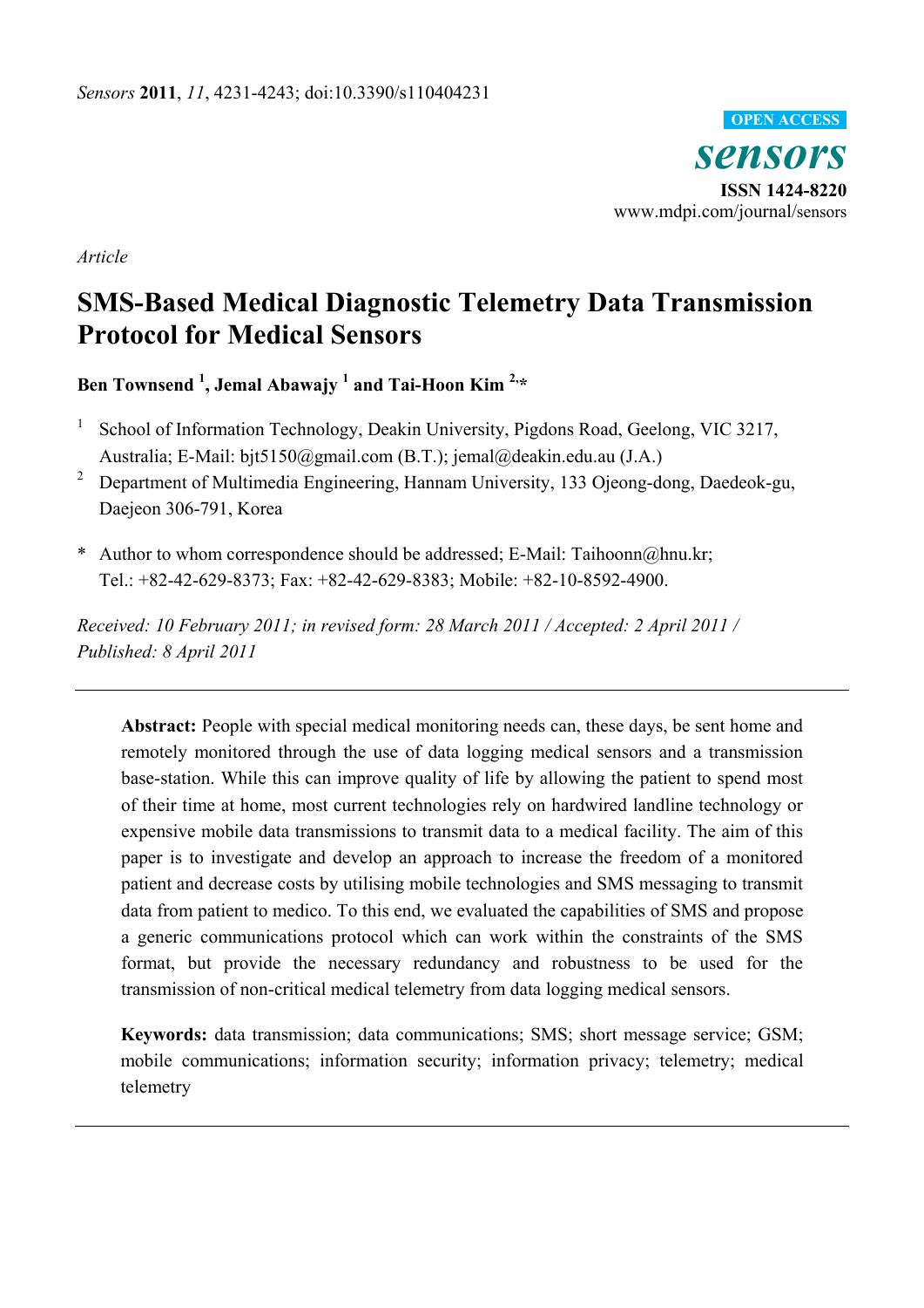*Article*

# SMS-Based Medical Diagnostic Telemetry Data Transmission Protocol for Medical Sensors

**Ben Townsend [1], Jemal Abawajy [1] and Tai-Hoon Kim [2,*]**

[1] School of Information Technology, Deakin University, Pigdons Road, Geelong, VIC 3217, Australia; E-Mail: bjt5150@gmail.com (B.T.); jemal@deakin.edu.au (J.A.)

[2] Department of Multimedia Engineering, Hannam University, 133 Ojeong-dong, Daedeok-gu, Daejeon 306-791, Korea

\* Author to whom correspondence should be addressed; E-Mail: Taihoonn@hnu.kr; Tel.: +82-42-629-8373; Fax: +82-42-629-8383; Mobile: +82-10-8592-4900.

*Received: 10 February 2011; in revised form: 28 March 2011 / Accepted: 2 April 2011 / Published: 8 April 2011*

---

**Abstract:** People with special medical monitoring needs can, these days, be sent home and remotely monitored through the use of data logging medical sensors and a transmission base-station. While this can improve quality of life by allowing the patient to spend most of their time at home, most current technologies rely on hardwired landline technology or expensive mobile data transmissions to transmit data to a medical facility. The aim of this paper is to investigate and develop an approach to increase the freedom of a monitored patient and decrease costs by utilising mobile technologies and SMS messaging to transmit data from patient to medico. To this end, we evaluated the capabilities of SMS and propose a generic communications protocol which can work within the constraints of the SMS format, but provide the necessary redundancy and robustness to be used for the transmission of non-critical medical telemetry from data logging medical sensors.

**Keywords:** data transmission; data communications; SMS; short message service; GSM; mobile communications; information security; information privacy; telemetry; medical telemetry

---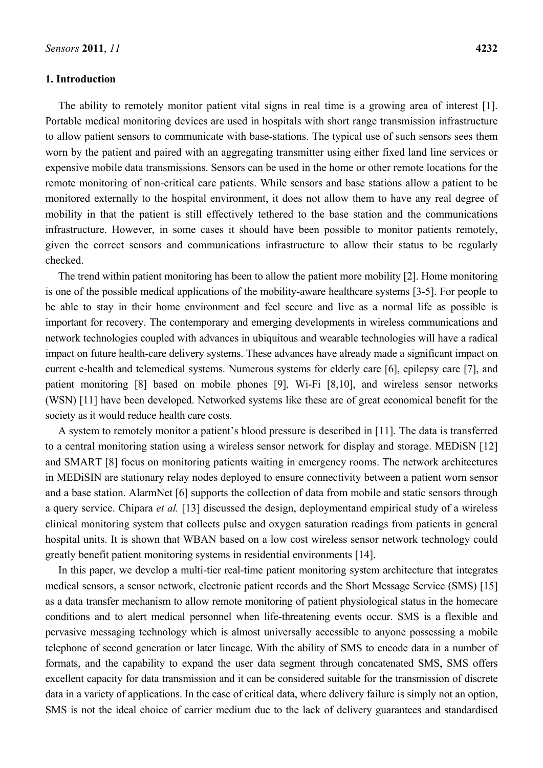## 1. Introduction

The ability to remotely monitor patient vital signs in real time is a growing area of interest [1]. Portable medical monitoring devices are used in hospitals with short range transmission infrastructure to allow patient sensors to communicate with base-stations. The typical use of such sensors sees them worn by the patient and paired with an aggregating transmitter using either fixed land line services or expensive mobile data transmissions. Sensors can be used in the home or other remote locations for the remote monitoring of non-critical care patients. While sensors and base stations allow a patient to be monitored externally to the hospital environment, it does not allow them to have any real degree of mobility in that the patient is still effectively tethered to the base station and the communications infrastructure. However, in some cases it should have been possible to monitor patients remotely, given the correct sensors and communications infrastructure to allow their status to be regularly checked.

The trend within patient monitoring has been to allow the patient more mobility [2]. Home monitoring is one of the possible medical applications of the mobility-aware healthcare systems [3-5]. For people to be able to stay in their home environment and feel secure and live as a normal life as possible is important for recovery. The contemporary and emerging developments in wireless communications and network technologies coupled with advances in ubiquitous and wearable technologies will have a radical impact on future health-care delivery systems. These advances have already made a significant impact on current e-health and telemedical systems. Numerous systems for elderly care [6], epilepsy care [7], and patient monitoring [8] based on mobile phones [9], Wi-Fi [8,10], and wireless sensor networks (WSN) [11] have been developed. Networked systems like these are of great economical benefit for the society as it would reduce health care costs.

A system to remotely monitor a patient's blood pressure is described in [11]. The data is transferred to a central monitoring station using a wireless sensor network for display and storage. MEDiSN [12] and SMART [8] focus on monitoring patients waiting in emergency rooms. The network architectures in MEDiSIN are stationary relay nodes deployed to ensure connectivity between a patient worn sensor and a base station. AlarmNet [6] supports the collection of data from mobile and static sensors through a query service. Chipara *et al.* [13] discussed the design, deploymentand empirical study of a wireless clinical monitoring system that collects pulse and oxygen saturation readings from patients in general hospital units. It is shown that WBAN based on a low cost wireless sensor network technology could greatly benefit patient monitoring systems in residential environments [14].

In this paper, we develop a multi-tier real-time patient monitoring system architecture that integrates medical sensors, a sensor network, electronic patient records and the Short Message Service (SMS) [15] as a data transfer mechanism to allow remote monitoring of patient physiological status in the homecare conditions and to alert medical personnel when life-threatening events occur. SMS is a flexible and pervasive messaging technology which is almost universally accessible to anyone possessing a mobile telephone of second generation or later lineage. With the ability of SMS to encode data in a number of formats, and the capability to expand the user data segment through concatenated SMS, SMS offers excellent capacity for data transmission and it can be considered suitable for the transmission of discrete data in a variety of applications. In the case of critical data, where delivery failure is simply not an option, SMS is not the ideal choice of carrier medium due to the lack of delivery guarantees and standardised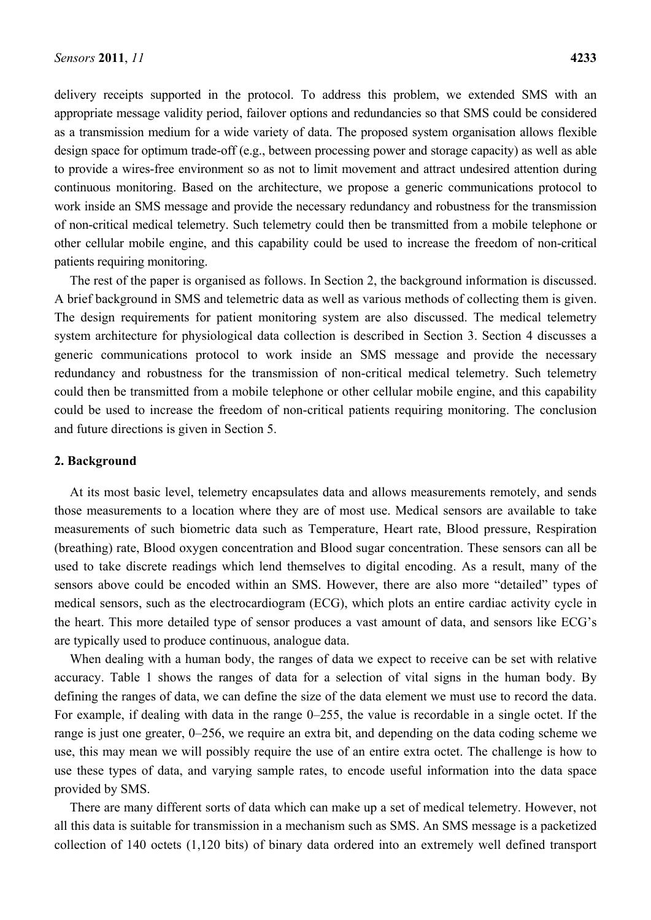delivery receipts supported in the protocol. To address this problem, we extended SMS with an appropriate message validity period, failover options and redundancies so that SMS could be considered as a transmission medium for a wide variety of data. The proposed system organisation allows flexible design space for optimum trade-off (e.g., between processing power and storage capacity) as well as able to provide a wires-free environment so as not to limit movement and attract undesired attention during continuous monitoring. Based on the architecture, we propose a generic communications protocol to work inside an SMS message and provide the necessary redundancy and robustness for the transmission of non-critical medical telemetry. Such telemetry could then be transmitted from a mobile telephone or other cellular mobile engine, and this capability could be used to increase the freedom of non-critical patients requiring monitoring.

The rest of the paper is organised as follows. In Section 2, the background information is discussed. A brief background in SMS and telemetric data as well as various methods of collecting them is given. The design requirements for patient monitoring system are also discussed. The medical telemetry system architecture for physiological data collection is described in Section 3. Section 4 discusses a generic communications protocol to work inside an SMS message and provide the necessary redundancy and robustness for the transmission of non-critical medical telemetry. Such telemetry could then be transmitted from a mobile telephone or other cellular mobile engine, and this capability could be used to increase the freedom of non-critical patients requiring monitoring. The conclusion and future directions is given in Section 5.

## 2. Background

At its most basic level, telemetry encapsulates data and allows measurements remotely, and sends those measurements to a location where they are of most use. Medical sensors are available to take measurements of such biometric data such as Temperature, Heart rate, Blood pressure, Respiration (breathing) rate, Blood oxygen concentration and Blood sugar concentration. These sensors can all be used to take discrete readings which lend themselves to digital encoding. As a result, many of the sensors above could be encoded within an SMS. However, there are also more "detailed" types of medical sensors, such as the electrocardiogram (ECG), which plots an entire cardiac activity cycle in the heart. This more detailed type of sensor produces a vast amount of data, and sensors like ECG's are typically used to produce continuous, analogue data.

When dealing with a human body, the ranges of data we expect to receive can be set with relative accuracy. Table 1 shows the ranges of data for a selection of vital signs in the human body. By defining the ranges of data, we can define the size of the data element we must use to record the data. For example, if dealing with data in the range 0–255, the value is recordable in a single octet. If the range is just one greater, 0–256, we require an extra bit, and depending on the data coding scheme we use, this may mean we will possibly require the use of an entire extra octet. The challenge is how to use these types of data, and varying sample rates, to encode useful information into the data space provided by SMS.

There are many different sorts of data which can make up a set of medical telemetry. However, not all this data is suitable for transmission in a mechanism such as SMS. An SMS message is a packetized collection of 140 octets (1,120 bits) of binary data ordered into an extremely well defined transport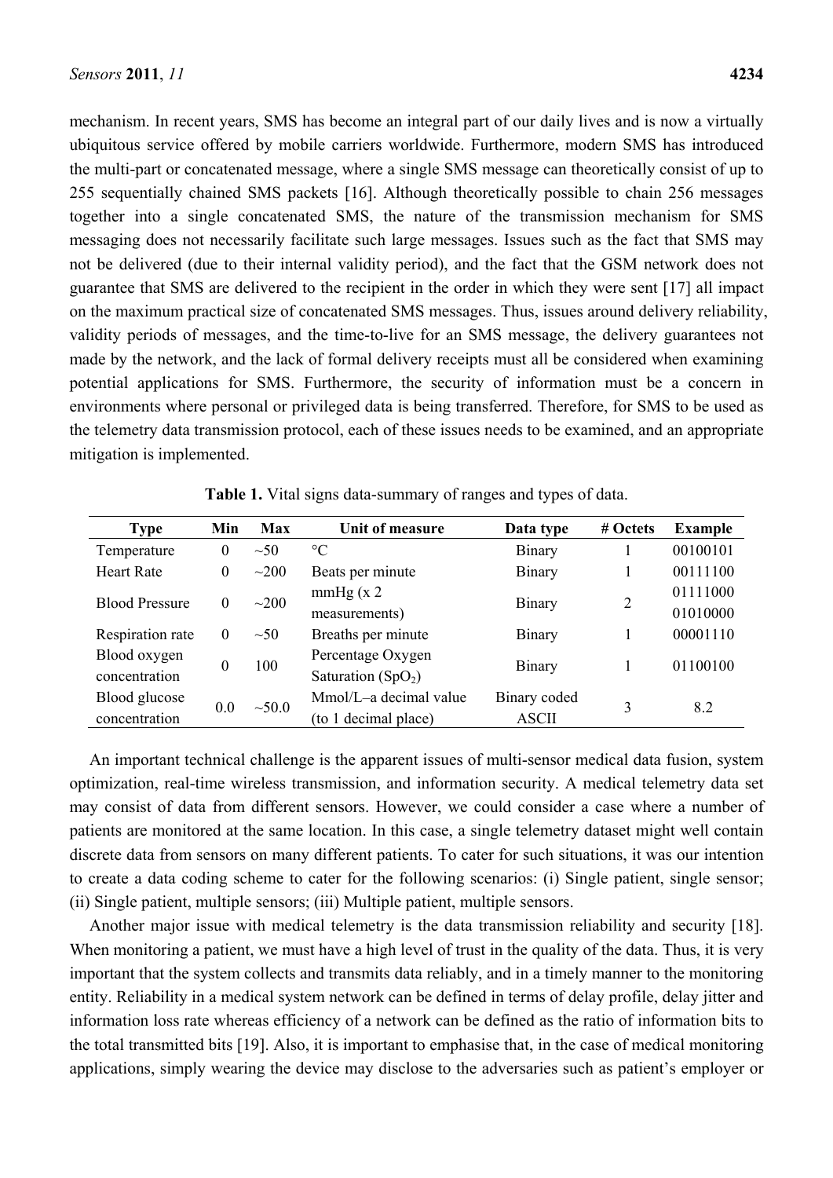mechanism. In recent years, SMS has become an integral part of our daily lives and is now a virtually ubiquitous service offered by mobile carriers worldwide. Furthermore, modern SMS has introduced the multi-part or concatenated message, where a single SMS message can theoretically consist of up to 255 sequentially chained SMS packets [16]. Although theoretically possible to chain 256 messages together into a single concatenated SMS, the nature of the transmission mechanism for SMS messaging does not necessarily facilitate such large messages. Issues such as the fact that SMS may not be delivered (due to their internal validity period), and the fact that the GSM network does not guarantee that SMS are delivered to the recipient in the order in which they were sent [17] all impact on the maximum practical size of concatenated SMS messages. Thus, issues around delivery reliability, validity periods of messages, and the time-to-live for an SMS message, the delivery guarantees not made by the network, and the lack of formal delivery receipts must all be considered when examining potential applications for SMS. Furthermore, the security of information must be a concern in environments where personal or privileged data is being transferred. Therefore, for SMS to be used as the telemetry data transmission protocol, each of these issues needs to be examined, and an appropriate mitigation is implemented.

**Table 1.** Vital signs data-summary of ranges and types of data.

| Type | Min | Max | Unit of measure | Data type | # Octets | Example |
|---|---|---|---|---|---|---|
| Temperature | 0 | ~50 | °C | Binary | 1 | 00100101 |
| Heart Rate | 0 | ~200 | Beats per minute | Binary | 1 | 00111100 |
| Blood Pressure | 0 | ~200 | mmHg (x 2 measurements) | Binary | 2 | 01111000 01010000 |
| Respiration rate | 0 | ~50 | Breaths per minute | Binary | 1 | 00001110 |
| Blood oxygen concentration | 0 | 100 | Percentage Oxygen Saturation ($SpO_2$) | Binary | 1 | 01100100 |
| Blood glucose concentration | 0.0 | ~50.0 | Mmol/L–a decimal value (to 1 decimal place) | Binary coded ASCII | 3 | 8.2 |

An important technical challenge is the apparent issues of multi-sensor medical data fusion, system optimization, real-time wireless transmission, and information security. A medical telemetry data set may consist of data from different sensors. However, we could consider a case where a number of patients are monitored at the same location. In this case, a single telemetry dataset might well contain discrete data from sensors on many different patients. To cater for such situations, it was our intention to create a data coding scheme to cater for the following scenarios: (i) Single patient, single sensor; (ii) Single patient, multiple sensors; (iii) Multiple patient, multiple sensors.

Another major issue with medical telemetry is the data transmission reliability and security [18]. When monitoring a patient, we must have a high level of trust in the quality of the data. Thus, it is very important that the system collects and transmits data reliably, and in a timely manner to the monitoring entity. Reliability in a medical system network can be defined in terms of delay profile, delay jitter and information loss rate whereas efficiency of a network can be defined as the ratio of information bits to the total transmitted bits [19]. Also, it is important to emphasise that, in the case of medical monitoring applications, simply wearing the device may disclose to the adversaries such as patient's employer or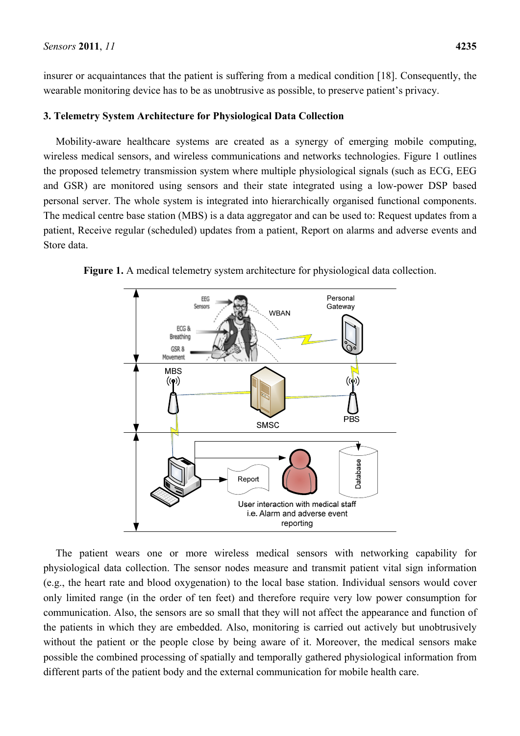insurer or acquaintances that the patient is suffering from a medical condition [18]. Consequently, the wearable monitoring device has to be as unobtrusive as possible, to preserve patient's privacy.

### 3. Telemetry System Architecture for Physiological Data Collection

Mobility-aware healthcare systems are created as a synergy of emerging mobile computing, wireless medical sensors, and wireless communications and networks technologies. Figure 1 outlines the proposed telemetry transmission system where multiple physiological signals (such as ECG, EEG and GSR) are monitored using sensors and their state integrated using a low-power DSP based personal server. The whole system is integrated into hierarchically organised functional components. The medical centre base station (MBS) is a data aggregator and can be used to: Request updates from a patient, Receive regular (scheduled) updates from a patient, Report on alarms and adverse events and Store data.

**Figure 1.** A medical telemetry system architecture for physiological data collection.

The patient wears one or more wireless medical sensors with networking capability for physiological data collection. The sensor nodes measure and transmit patient vital sign information (e.g., the heart rate and blood oxygenation) to the local base station. Individual sensors would cover only limited range (in the order of ten feet) and therefore require very low power consumption for communication. Also, the sensors are so small that they will not affect the appearance and function of the patients in which they are embedded. Also, monitoring is carried out actively but unobtrusively without the patient or the people close by being aware of it. Moreover, the medical sensors make possible the combined processing of spatially and temporally gathered physiological information from different parts of the patient body and the external communication for mobile health care.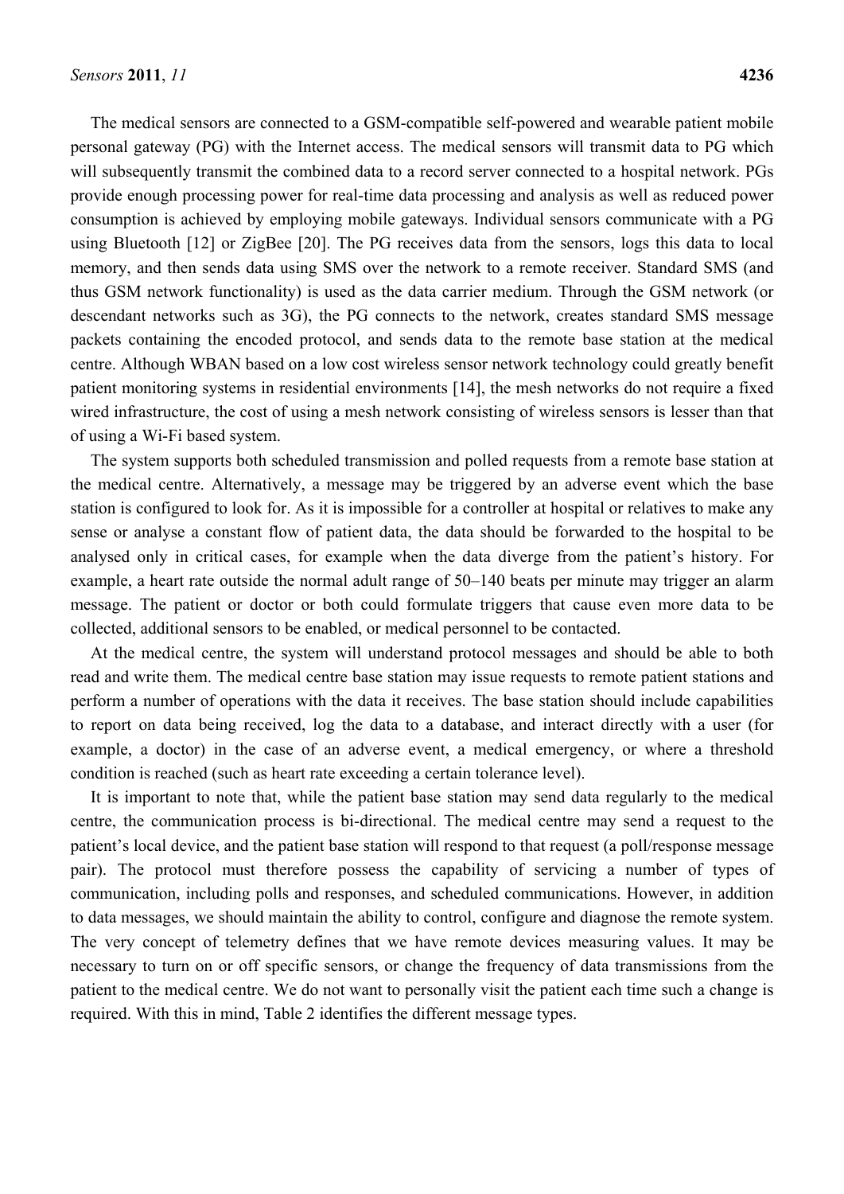The medical sensors are connected to a GSM-compatible self-powered and wearable patient mobile personal gateway (PG) with the Internet access. The medical sensors will transmit data to PG which will subsequently transmit the combined data to a record server connected to a hospital network. PGs provide enough processing power for real-time data processing and analysis as well as reduced power consumption is achieved by employing mobile gateways. Individual sensors communicate with a PG using Bluetooth [12] or ZigBee [20]. The PG receives data from the sensors, logs this data to local memory, and then sends data using SMS over the network to a remote receiver. Standard SMS (and thus GSM network functionality) is used as the data carrier medium. Through the GSM network (or descendant networks such as 3G), the PG connects to the network, creates standard SMS message packets containing the encoded protocol, and sends data to the remote base station at the medical centre. Although WBAN based on a low cost wireless sensor network technology could greatly benefit patient monitoring systems in residential environments [14], the mesh networks do not require a fixed wired infrastructure, the cost of using a mesh network consisting of wireless sensors is lesser than that of using a Wi-Fi based system.

The system supports both scheduled transmission and polled requests from a remote base station at the medical centre. Alternatively, a message may be triggered by an adverse event which the base station is configured to look for. As it is impossible for a controller at hospital or relatives to make any sense or analyse a constant flow of patient data, the data should be forwarded to the hospital to be analysed only in critical cases, for example when the data diverge from the patient's history. For example, a heart rate outside the normal adult range of 50–140 beats per minute may trigger an alarm message. The patient or doctor or both could formulate triggers that cause even more data to be collected, additional sensors to be enabled, or medical personnel to be contacted.

At the medical centre, the system will understand protocol messages and should be able to both read and write them. The medical centre base station may issue requests to remote patient stations and perform a number of operations with the data it receives. The base station should include capabilities to report on data being received, log the data to a database, and interact directly with a user (for example, a doctor) in the case of an adverse event, a medical emergency, or where a threshold condition is reached (such as heart rate exceeding a certain tolerance level).

It is important to note that, while the patient base station may send data regularly to the medical centre, the communication process is bi-directional. The medical centre may send a request to the patient's local device, and the patient base station will respond to that request (a poll/response message pair). The protocol must therefore possess the capability of servicing a number of types of communication, including polls and responses, and scheduled communications. However, in addition to data messages, we should maintain the ability to control, configure and diagnose the remote system. The very concept of telemetry defines that we have remote devices measuring values. It may be necessary to turn on or off specific sensors, or change the frequency of data transmissions from the patient to the medical centre. We do not want to personally visit the patient each time such a change is required. With this in mind, Table 2 identifies the different message types.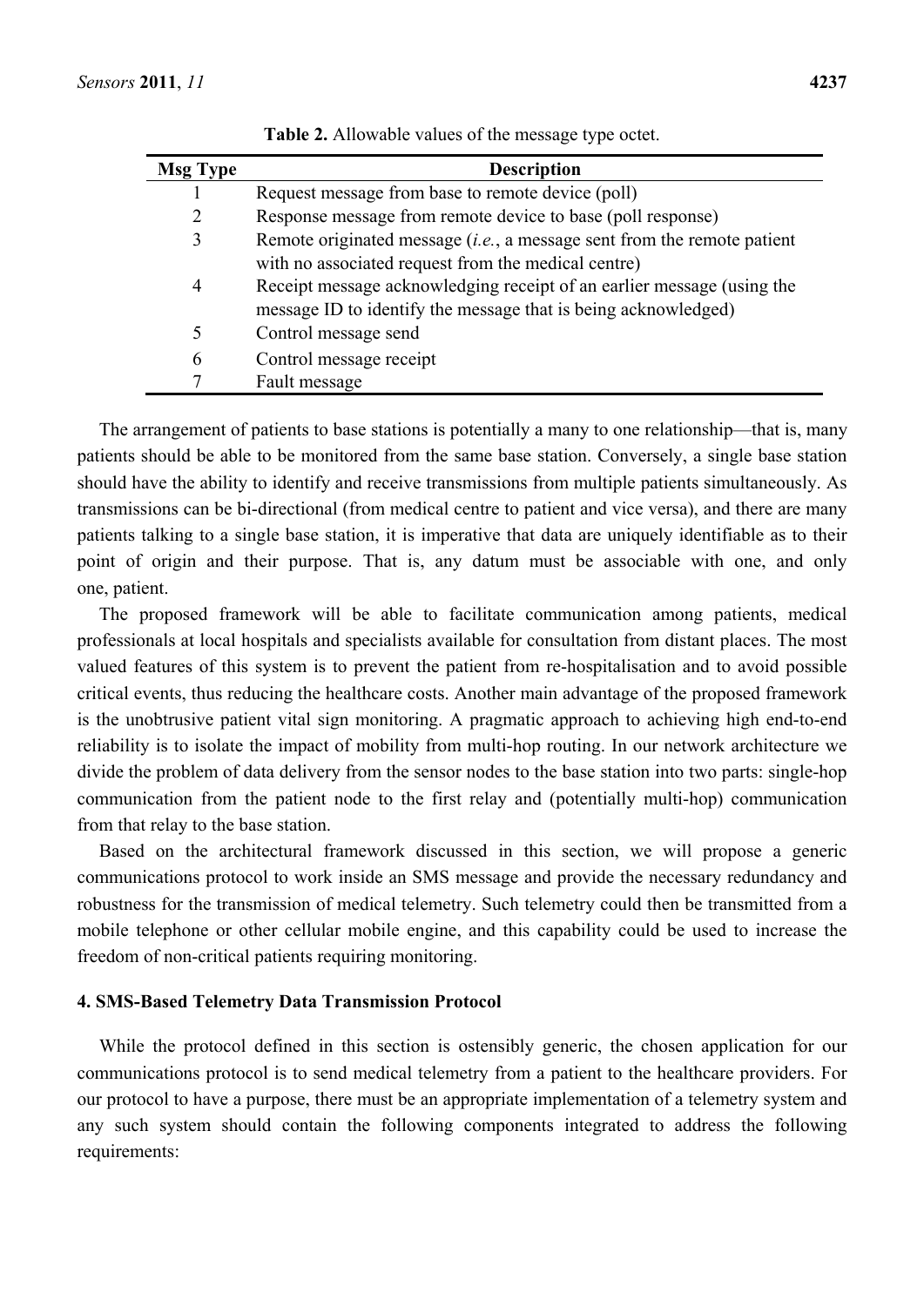**Table 2.** Allowable values of the message type octet.

| Msg Type | Description |
| --- | --- |
| 1 | Request message from base to remote device (poll) |
| 2 | Response message from remote device to base (poll response) |
| 3 | Remote originated message (*i.e.*, a message sent from the remote patient with no associated request from the medical centre) |
| 4 | Receipt message acknowledging receipt of an earlier message (using the message ID to identify the message that is being acknowledged) |
| 5 | Control message send |
| 6 | Control message receipt |
| 7 | Fault message |

The arrangement of patients to base stations is potentially a many to one relationship—that is, many patients should be able to be monitored from the same base station. Conversely, a single base station should have the ability to identify and receive transmissions from multiple patients simultaneously. As transmissions can be bi-directional (from medical centre to patient and vice versa), and there are many patients talking to a single base station, it is imperative that data are uniquely identifiable as to their point of origin and their purpose. That is, any datum must be associable with one, and only one, patient.

The proposed framework will be able to facilitate communication among patients, medical professionals at local hospitals and specialists available for consultation from distant places. The most valued features of this system is to prevent the patient from re-hospitalisation and to avoid possible critical events, thus reducing the healthcare costs. Another main advantage of the proposed framework is the unobtrusive patient vital sign monitoring. A pragmatic approach to achieving high end-to-end reliability is to isolate the impact of mobility from multi-hop routing. In our network architecture we divide the problem of data delivery from the sensor nodes to the base station into two parts: single-hop communication from the patient node to the first relay and (potentially multi-hop) communication from that relay to the base station.

Based on the architectural framework discussed in this section, we will propose a generic communications protocol to work inside an SMS message and provide the necessary redundancy and robustness for the transmission of medical telemetry. Such telemetry could then be transmitted from a mobile telephone or other cellular mobile engine, and this capability could be used to increase the freedom of non-critical patients requiring monitoring.

## 4. SMS-Based Telemetry Data Transmission Protocol

While the protocol defined in this section is ostensibly generic, the chosen application for our communications protocol is to send medical telemetry from a patient to the healthcare providers. For our protocol to have a purpose, there must be an appropriate implementation of a telemetry system and any such system should contain the following components integrated to address the following requirements: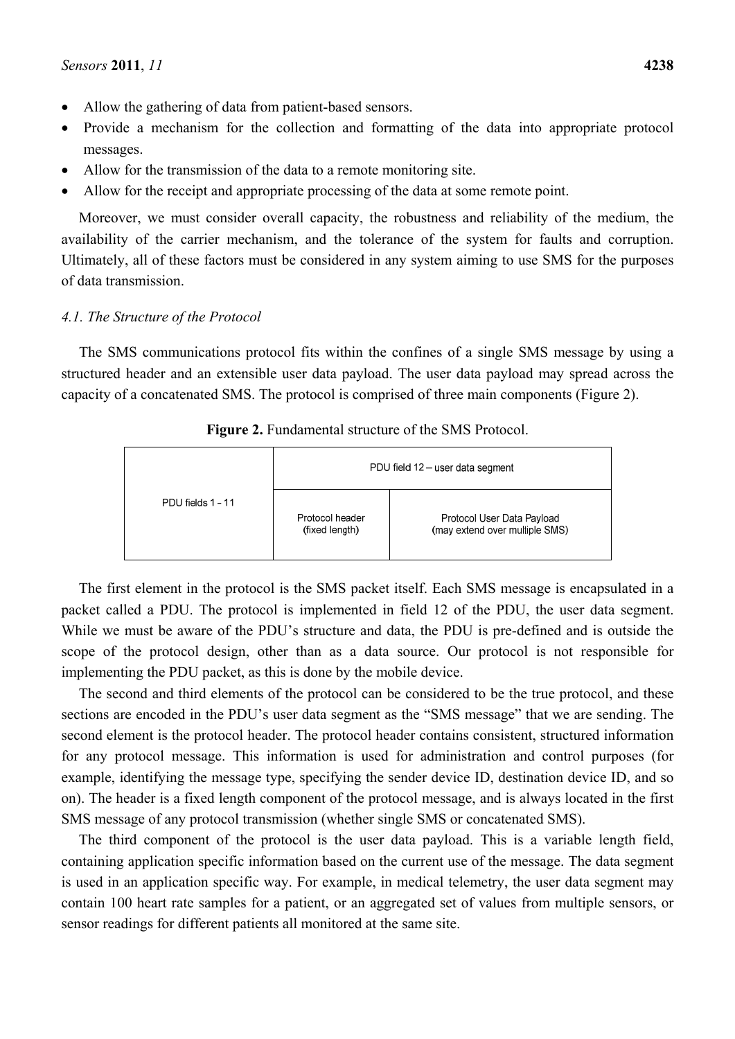- Allow the gathering of data from patient-based sensors.
- Provide a mechanism for the collection and formatting of the data into appropriate protocol messages.
- Allow for the transmission of the data to a remote monitoring site.
- Allow for the receipt and appropriate processing of the data at some remote point.

Moreover, we must consider overall capacity, the robustness and reliability of the medium, the availability of the carrier mechanism, and the tolerance of the system for faults and corruption. Ultimately, all of these factors must be considered in any system aiming to use SMS for the purposes of data transmission.

### *4.1. The Structure of the Protocol*

The SMS communications protocol fits within the confines of a single SMS message by using a structured header and an extensible user data payload. The user data payload may spread across the capacity of a concatenated SMS. The protocol is comprised of three main components (Figure 2).

**Figure 2.** Fundamental structure of the SMS Protocol.

| PDU fields 1 - 11 | PDU field 12 – user data segment | |
|---|---|---|
| | Protocol header (fixed length) | Protocol User Data Payload (may extend over multiple SMS) |

The first element in the protocol is the SMS packet itself. Each SMS message is encapsulated in a packet called a PDU. The protocol is implemented in field 12 of the PDU, the user data segment. While we must be aware of the PDU's structure and data, the PDU is pre-defined and is outside the scope of the protocol design, other than as a data source. Our protocol is not responsible for implementing the PDU packet, as this is done by the mobile device.

The second and third elements of the protocol can be considered to be the true protocol, and these sections are encoded in the PDU's user data segment as the "SMS message" that we are sending. The second element is the protocol header. The protocol header contains consistent, structured information for any protocol message. This information is used for administration and control purposes (for example, identifying the message type, specifying the sender device ID, destination device ID, and so on). The header is a fixed length component of the protocol message, and is always located in the first SMS message of any protocol transmission (whether single SMS or concatenated SMS).

The third component of the protocol is the user data payload. This is a variable length field, containing application specific information based on the current use of the message. The data segment is used in an application specific way. For example, in medical telemetry, the user data segment may contain 100 heart rate samples for a patient, or an aggregated set of values from multiple sensors, or sensor readings for different patients all monitored at the same site.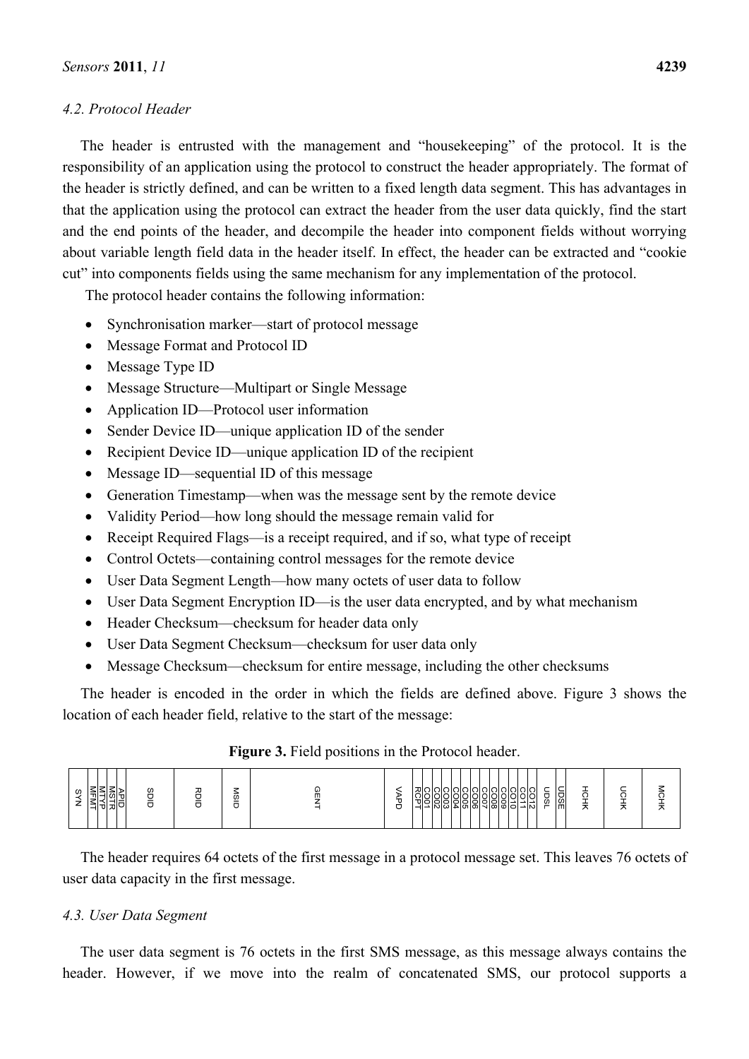### 4.2. Protocol Header

The header is entrusted with the management and "housekeeping" of the protocol. It is the responsibility of an application using the protocol to construct the header appropriately. The format of the header is strictly defined, and can be written to a fixed length data segment. This has advantages in that the application using the protocol can extract the header from the user data quickly, find the start and the end points of the header, and decompile the header into component fields without worrying about variable length field data in the header itself. In effect, the header can be extracted and "cookie cut" into components fields using the same mechanism for any implementation of the protocol.

The protocol header contains the following information:

- Synchronisation marker—start of protocol message
- Message Format and Protocol ID
- Message Type ID
- Message Structure—Multipart or Single Message
- Application ID—Protocol user information
- Sender Device ID—unique application ID of the sender
- Recipient Device ID—unique application ID of the recipient
- Message ID—sequential ID of this message
- Generation Timestamp—when was the message sent by the remote device
- Validity Period—how long should the message remain valid for
- Receipt Required Flags—is a receipt required, and if so, what type of receipt
- Control Octets—containing control messages for the remote device
- User Data Segment Length—how many octets of user data to follow
- User Data Segment Encryption ID—is the user data encrypted, and by what mechanism
- Header Checksum—checksum for header data only
- User Data Segment Checksum—checksum for user data only
- Message Checksum—checksum for entire message, including the other checksums

The header is encoded in the order in which the fields are defined above. Figure 3 shows the location of each header field, relative to the start of the message:

**Figure 3.** Field positions in the Protocol header.

| SYN | MFMT | MTYP | MSTR | APID | SDID | RDID | MSID | GENT | VAPD | RCPT | CO01 | CO02 | CO03 | CO04 | CO05 | CO06 | CO07 | CO08 | CO09 | CO10 | CO11 | CO12 | UDSL | UDSE | HCHK | UCHK | MCHK |
|---|---|---|---|---|---|---|---|---|---|---|---|---|---|---|---|---|---|---|---|---|---|---|---|---|---|---|---|

The header requires 64 octets of the first message in a protocol message set. This leaves 76 octets of user data capacity in the first message.

### 4.3. User Data Segment

The user data segment is 76 octets in the first SMS message, as this message always contains the header. However, if we move into the realm of concatenated SMS, our protocol supports a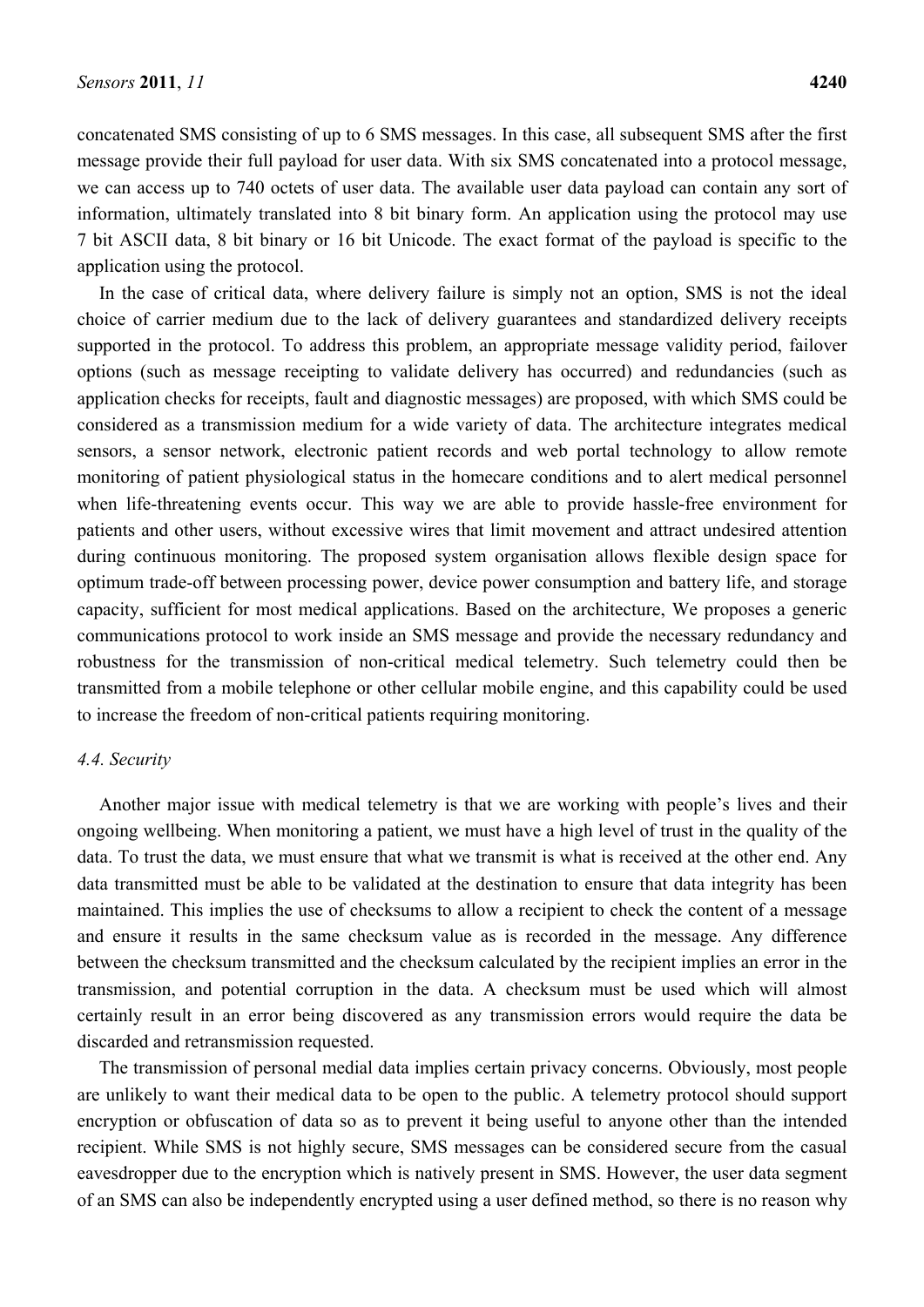concatenated SMS consisting of up to 6 SMS messages. In this case, all subsequent SMS after the first message provide their full payload for user data. With six SMS concatenated into a protocol message, we can access up to 740 octets of user data. The available user data payload can contain any sort of information, ultimately translated into 8 bit binary form. An application using the protocol may use 7 bit ASCII data, 8 bit binary or 16 bit Unicode. The exact format of the payload is specific to the application using the protocol.

In the case of critical data, where delivery failure is simply not an option, SMS is not the ideal choice of carrier medium due to the lack of delivery guarantees and standardized delivery receipts supported in the protocol. To address this problem, an appropriate message validity period, failover options (such as message receipting to validate delivery has occurred) and redundancies (such as application checks for receipts, fault and diagnostic messages) are proposed, with which SMS could be considered as a transmission medium for a wide variety of data. The architecture integrates medical sensors, a sensor network, electronic patient records and web portal technology to allow remote monitoring of patient physiological status in the homecare conditions and to alert medical personnel when life-threatening events occur. This way we are able to provide hassle-free environment for patients and other users, without excessive wires that limit movement and attract undesired attention during continuous monitoring. The proposed system organisation allows flexible design space for optimum trade-off between processing power, device power consumption and battery life, and storage capacity, sufficient for most medical applications. Based on the architecture, We proposes a generic communications protocol to work inside an SMS message and provide the necessary redundancy and robustness for the transmission of non-critical medical telemetry. Such telemetry could then be transmitted from a mobile telephone or other cellular mobile engine, and this capability could be used to increase the freedom of non-critical patients requiring monitoring.

### *4.4. Security*

Another major issue with medical telemetry is that we are working with people's lives and their ongoing wellbeing. When monitoring a patient, we must have a high level of trust in the quality of the data. To trust the data, we must ensure that what we transmit is what is received at the other end. Any data transmitted must be able to be validated at the destination to ensure that data integrity has been maintained. This implies the use of checksums to allow a recipient to check the content of a message and ensure it results in the same checksum value as is recorded in the message. Any difference between the checksum transmitted and the checksum calculated by the recipient implies an error in the transmission, and potential corruption in the data. A checksum must be used which will almost certainly result in an error being discovered as any transmission errors would require the data be discarded and retransmission requested.

The transmission of personal medial data implies certain privacy concerns. Obviously, most people are unlikely to want their medical data to be open to the public. A telemetry protocol should support encryption or obfuscation of data so as to prevent it being useful to anyone other than the intended recipient. While SMS is not highly secure, SMS messages can be considered secure from the casual eavesdropper due to the encryption which is natively present in SMS. However, the user data segment of an SMS can also be independently encrypted using a user defined method, so there is no reason why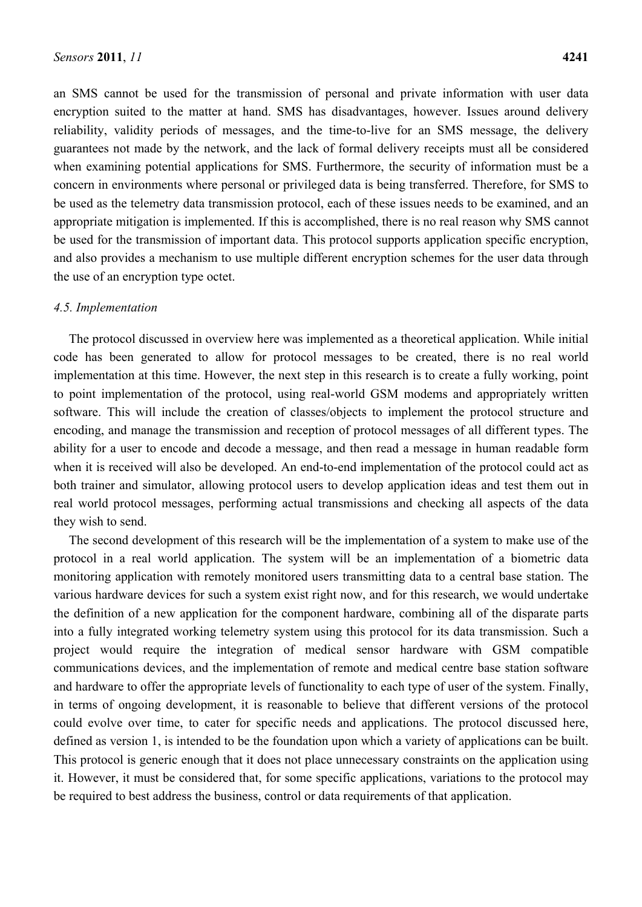an SMS cannot be used for the transmission of personal and private information with user data encryption suited to the matter at hand. SMS has disadvantages, however. Issues around delivery reliability, validity periods of messages, and the time-to-live for an SMS message, the delivery guarantees not made by the network, and the lack of formal delivery receipts must all be considered when examining potential applications for SMS. Furthermore, the security of information must be a concern in environments where personal or privileged data is being transferred. Therefore, for SMS to be used as the telemetry data transmission protocol, each of these issues needs to be examined, and an appropriate mitigation is implemented. If this is accomplished, there is no real reason why SMS cannot be used for the transmission of important data. This protocol supports application specific encryption, and also provides a mechanism to use multiple different encryption schemes for the user data through the use of an encryption type octet.

### *4.5. Implementation*

The protocol discussed in overview here was implemented as a theoretical application. While initial code has been generated to allow for protocol messages to be created, there is no real world implementation at this time. However, the next step in this research is to create a fully working, point to point implementation of the protocol, using real-world GSM modems and appropriately written software. This will include the creation of classes/objects to implement the protocol structure and encoding, and manage the transmission and reception of protocol messages of all different types. The ability for a user to encode and decode a message, and then read a message in human readable form when it is received will also be developed. An end-to-end implementation of the protocol could act as both trainer and simulator, allowing protocol users to develop application ideas and test them out in real world protocol messages, performing actual transmissions and checking all aspects of the data they wish to send.

The second development of this research will be the implementation of a system to make use of the protocol in a real world application. The system will be an implementation of a biometric data monitoring application with remotely monitored users transmitting data to a central base station. The various hardware devices for such a system exist right now, and for this research, we would undertake the definition of a new application for the component hardware, combining all of the disparate parts into a fully integrated working telemetry system using this protocol for its data transmission. Such a project would require the integration of medical sensor hardware with GSM compatible communications devices, and the implementation of remote and medical centre base station software and hardware to offer the appropriate levels of functionality to each type of user of the system. Finally, in terms of ongoing development, it is reasonable to believe that different versions of the protocol could evolve over time, to cater for specific needs and applications. The protocol discussed here, defined as version 1, is intended to be the foundation upon which a variety of applications can be built. This protocol is generic enough that it does not place unnecessary constraints on the application using it. However, it must be considered that, for some specific applications, variations to the protocol may be required to best address the business, control or data requirements of that application.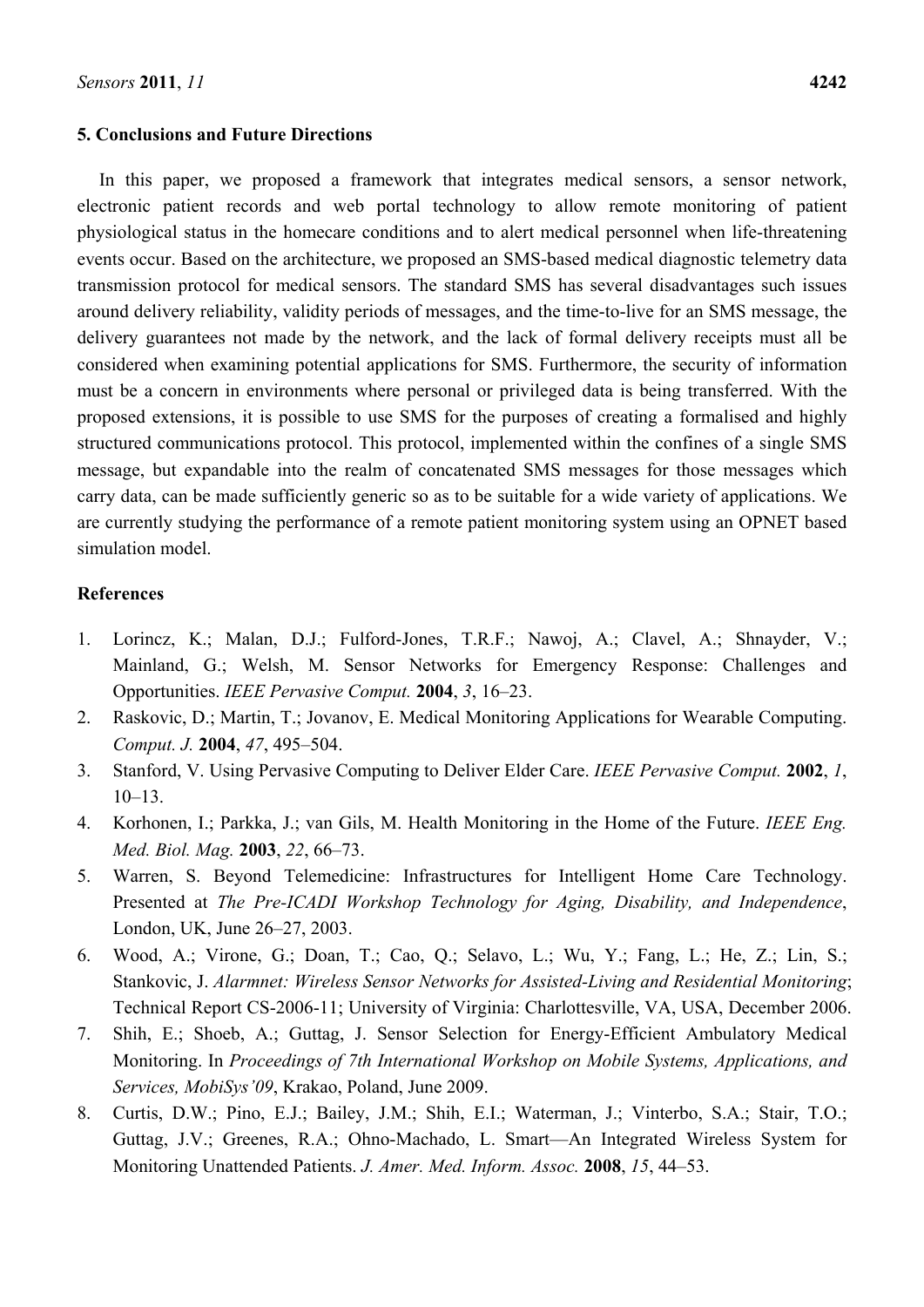## 5. Conclusions and Future Directions

In this paper, we proposed a framework that integrates medical sensors, a sensor network, electronic patient records and web portal technology to allow remote monitoring of patient physiological status in the homecare conditions and to alert medical personnel when life-threatening events occur. Based on the architecture, we proposed an SMS-based medical diagnostic telemetry data transmission protocol for medical sensors. The standard SMS has several disadvantages such issues around delivery reliability, validity periods of messages, and the time-to-live for an SMS message, the delivery guarantees not made by the network, and the lack of formal delivery receipts must all be considered when examining potential applications for SMS. Furthermore, the security of information must be a concern in environments where personal or privileged data is being transferred. With the proposed extensions, it is possible to use SMS for the purposes of creating a formalised and highly structured communications protocol. This protocol, implemented within the confines of a single SMS message, but expandable into the realm of concatenated SMS messages for those messages which carry data, can be made sufficiently generic so as to be suitable for a wide variety of applications. We are currently studying the performance of a remote patient monitoring system using an OPNET based simulation model.

## References

1. Lorincz, K.; Malan, D.J.; Fulford-Jones, T.R.F.; Nawoj, A.; Clavel, A.; Shnayder, V.; Mainland, G.; Welsh, M. Sensor Networks for Emergency Response: Challenges and Opportunities. *IEEE Pervasive Comput.* **2004**, *3*, 16–23.
2. Raskovic, D.; Martin, T.; Jovanov, E. Medical Monitoring Applications for Wearable Computing. *Comput. J.* **2004**, *47*, 495–504.
3. Stanford, V. Using Pervasive Computing to Deliver Elder Care. *IEEE Pervasive Comput.* **2002**, *1*, 10–13.
4. Korhonen, I.; Parkka, J.; van Gils, M. Health Monitoring in the Home of the Future. *IEEE Eng. Med. Biol. Mag.* **2003**, *22*, 66–73.
5. Warren, S. Beyond Telemedicine: Infrastructures for Intelligent Home Care Technology. Presented at *The Pre-ICADI Workshop Technology for Aging, Disability, and Independence*, London, UK, June 26–27, 2003.
6. Wood, A.; Virone, G.; Doan, T.; Cao, Q.; Selavo, L.; Wu, Y.; Fang, L.; He, Z.; Lin, S.; Stankovic, J. *Alarmnet: Wireless Sensor Networks for Assisted-Living and Residential Monitoring*; Technical Report CS-2006-11; University of Virginia: Charlottesville, VA, USA, December 2006.
7. Shih, E.; Shoeb, A.; Guttag, J. Sensor Selection for Energy-Efficient Ambulatory Medical Monitoring. In *Proceedings of 7th International Workshop on Mobile Systems, Applications, and Services, MobiSys'09*, Krakao, Poland, June 2009.
8. Curtis, D.W.; Pino, E.J.; Bailey, J.M.; Shih, E.I.; Waterman, J.; Vinterbo, S.A.; Stair, T.O.; Guttag, J.V.; Greenes, R.A.; Ohno-Machado, L. Smart—An Integrated Wireless System for Monitoring Unattended Patients. *J. Amer. Med. Inform. Assoc.* **2008**, *15*, 44–53.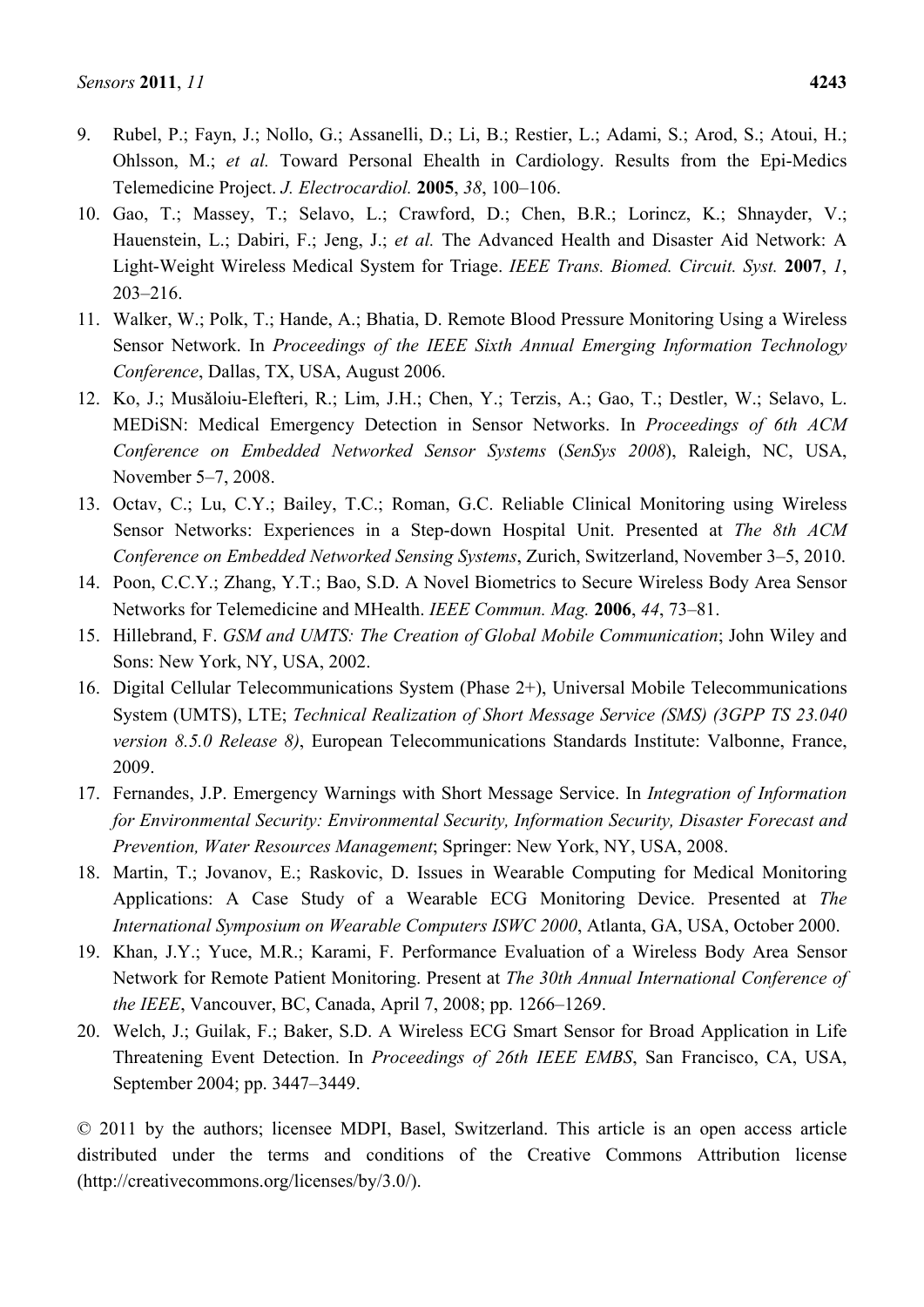9. Rubel, P.; Fayn, J.; Nollo, G.; Assanelli, D.; Li, B.; Restier, L.; Adami, S.; Arod, S.; Atoui, H.; Ohlsson, M.; *et al.* Toward Personal Ehealth in Cardiology. Results from the Epi-Medics Telemedicine Project. *J. Electrocardiol.* **2005**, *38*, 100–106.
10. Gao, T.; Massey, T.; Selavo, L.; Crawford, D.; Chen, B.R.; Lorincz, K.; Shnayder, V.; Hauenstein, L.; Dabiri, F.; Jeng, J.; *et al.* The Advanced Health and Disaster Aid Network: A Light-Weight Wireless Medical System for Triage. *IEEE Trans. Biomed. Circuit. Syst.* **2007**, *1*, 203–216.
11. Walker, W.; Polk, T.; Hande, A.; Bhatia, D. Remote Blood Pressure Monitoring Using a Wireless Sensor Network. In *Proceedings of the IEEE Sixth Annual Emerging Information Technology Conference*, Dallas, TX, USA, August 2006.
12. Ko, J.; Musăloiu-Elefteri, R.; Lim, J.H.; Chen, Y.; Terzis, A.; Gao, T.; Destler, W.; Selavo, L. MEDiSN: Medical Emergency Detection in Sensor Networks. In *Proceedings of 6th ACM Conference on Embedded Networked Sensor Systems* (*SenSys 2008*), Raleigh, NC, USA, November 5–7, 2008.
13. Octav, C.; Lu, C.Y.; Bailey, T.C.; Roman, G.C. Reliable Clinical Monitoring using Wireless Sensor Networks: Experiences in a Step-down Hospital Unit. Presented at *The 8th ACM Conference on Embedded Networked Sensing Systems*, Zurich, Switzerland, November 3–5, 2010.
14. Poon, C.C.Y.; Zhang, Y.T.; Bao, S.D. A Novel Biometrics to Secure Wireless Body Area Sensor Networks for Telemedicine and MHealth. *IEEE Commun. Mag.* **2006**, *44*, 73–81.
15. Hillebrand, F. *GSM and UMTS: The Creation of Global Mobile Communication*; John Wiley and Sons: New York, NY, USA, 2002.
16. Digital Cellular Telecommunications System (Phase 2+), Universal Mobile Telecommunications System (UMTS), LTE; *Technical Realization of Short Message Service (SMS) (3GPP TS 23.040 version 8.5.0 Release 8)*, European Telecommunications Standards Institute: Valbonne, France, 2009.
17. Fernandes, J.P. Emergency Warnings with Short Message Service. In *Integration of Information for Environmental Security: Environmental Security, Information Security, Disaster Forecast and Prevention, Water Resources Management*; Springer: New York, NY, USA, 2008.
18. Martin, T.; Jovanov, E.; Raskovic, D. Issues in Wearable Computing for Medical Monitoring Applications: A Case Study of a Wearable ECG Monitoring Device. Presented at *The International Symposium on Wearable Computers ISWC 2000*, Atlanta, GA, USA, October 2000.
19. Khan, J.Y.; Yuce, M.R.; Karami, F. Performance Evaluation of a Wireless Body Area Sensor Network for Remote Patient Monitoring. Present at *The 30th Annual International Conference of the IEEE*, Vancouver, BC, Canada, April 7, 2008; pp. 1266–1269.
20. Welch, J.; Guilak, F.; Baker, S.D. A Wireless ECG Smart Sensor for Broad Application in Life Threatening Event Detection. In *Proceedings of 26th IEEE EMBS*, San Francisco, CA, USA, September 2004; pp. 3447–3449.

© 2011 by the authors; licensee MDPI, Basel, Switzerland. This article is an open access article distributed under the terms and conditions of the Creative Commons Attribution license (http://creativecommons.org/licenses/by/3.0/).